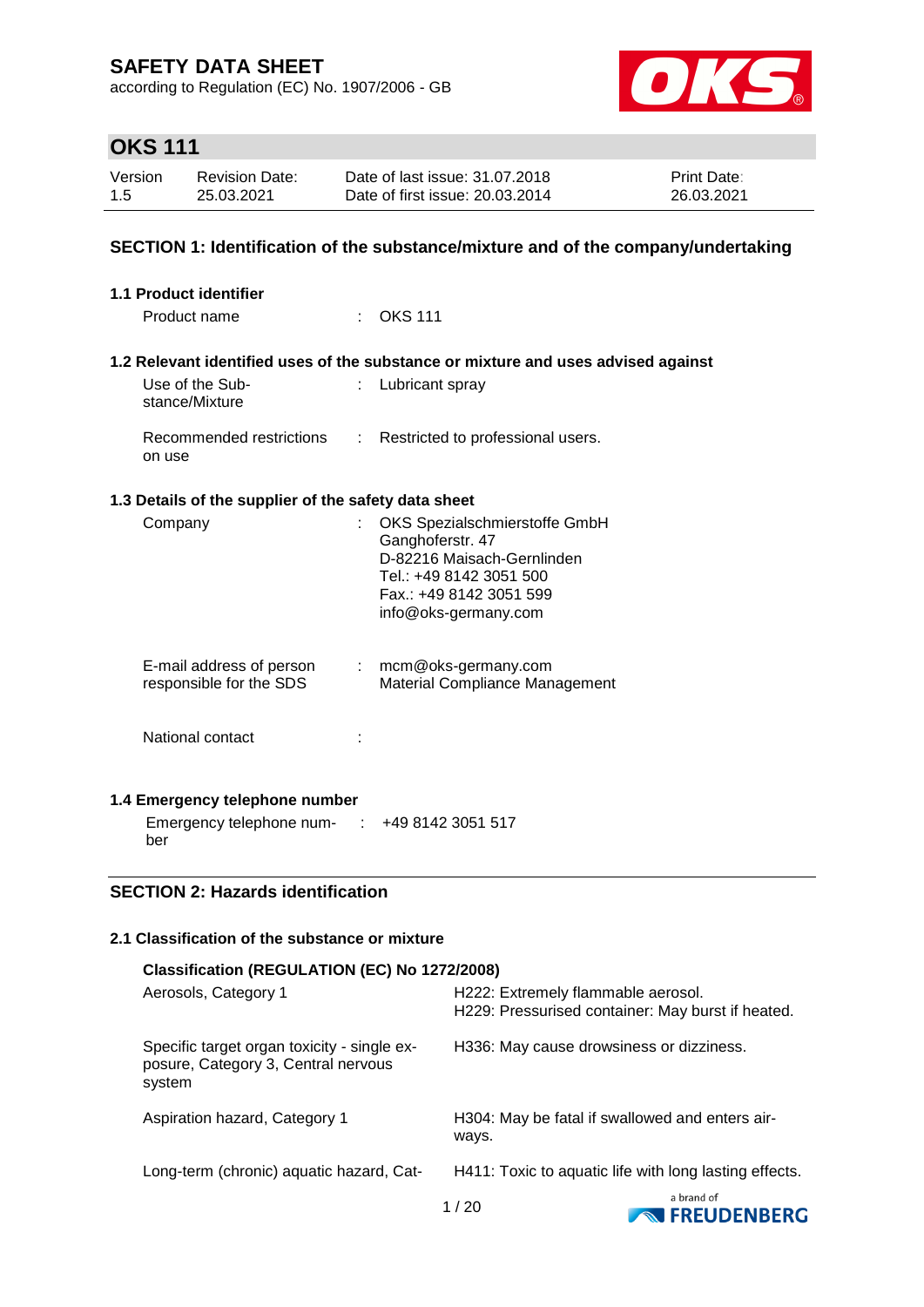# SAFETY DATA SHEET

according to Regulation (EC) No. 1907/2006 - GB

## OKS 111

| Version | Revision Date: | Date of last issue: 31.07.2018 | Print Date: |
|---|---|---|---|
| 1.5 | 25.03.2021 | Date of first issue: 20.03.2014 | 26.03.2021 |

## SECTION 1: Identification of the substance/mixture and of the company/undertaking

### 1.1 Product identifier

Product name : OKS 111

### 1.2 Relevant identified uses of the substance or mixture and uses advised against

Use of the Substance/Mixture : Lubricant spray

Recommended restrictions on use : Restricted to professional users.

### 1.3 Details of the supplier of the safety data sheet

Company : OKS Spezialschmierstoffe GmbH
Ganghoferstr. 47
D-82216 Maisach-Gernlinden
Tel.: +49 8142 3051 500
Fax.: +49 8142 3051 599
info@oks-germany.com

E-mail address of person responsible for the SDS : mcm@oks-germany.com
Material Compliance Management

National contact :

### 1.4 Emergency telephone number

Emergency telephone number : +49 8142 3051 517

## SECTION 2: Hazards identification

### 2.1 Classification of the substance or mixture

**Classification (REGULATION (EC) No 1272/2008)**

| | |
|---|---|
| Aerosols, Category 1 | H222: Extremely flammable aerosol. H229: Pressurised container: May burst if heated. |
| Specific target organ toxicity - single exposure, Category 3, Central nervous system | H336: May cause drowsiness or dizziness. |
| Aspiration hazard, Category 1 | H304: May be fatal if swallowed and enters airways. |
| Long-term (chronic) aquatic hazard, Cat- | H411: Toxic to aquatic life with long lasting effects. |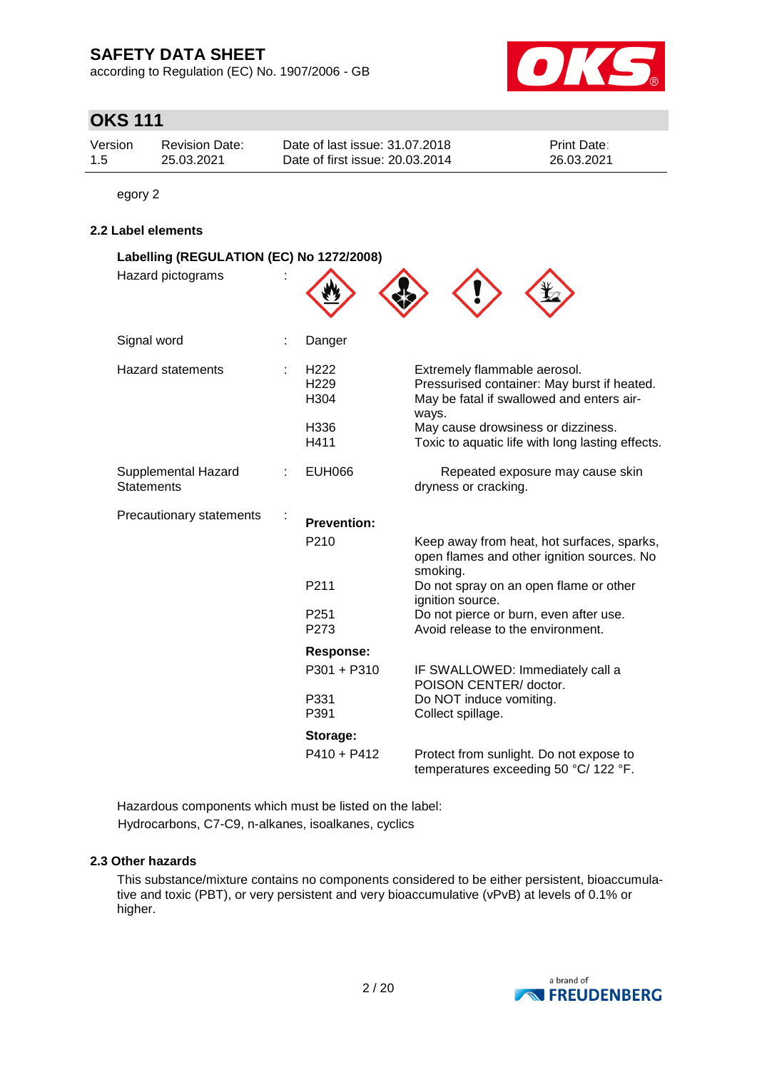egory 2

### 2.2 Label elements

**Labelling (REGULATION (EC) No 1272/2008)**

Hazard pictograms :

Signal word : Danger

| | | |
|---|---|---|
| Hazard statements | H222 | Extremely flammable aerosol. |
| | H229 | Pressurised container: May burst if heated. |
| | H304 | May be fatal if swallowed and enters airways. |
| | H336 | May cause drowsiness or dizziness. |
| | H411 | Toxic to aquatic life with long lasting effects. |
| Supplemental Hazard Statements | EUH066 | Repeated exposure may cause skin dryness or cracking. |
| Precautionary statements | **Prevention:** | |
| | P210 | Keep away from heat, hot surfaces, sparks, open flames and other ignition sources. No smoking. |
| | P211 | Do not spray on an open flame or other ignition source. |
| | P251 | Do not pierce or burn, even after use. |
| | P273 | Avoid release to the environment. |
| | **Response:** | |
| | P301 + P310 | IF SWALLOWED: Immediately call a POISON CENTER/ doctor. |
| | P331 | Do NOT induce vomiting. |
| | P391 | Collect spillage. |
| | **Storage:** | |
| | P410 + P412 | Protect from sunlight. Do not expose to temperatures exceeding 50 °C/ 122 °F. |

Hazardous components which must be listed on the label:
Hydrocarbons, C7-C9, n-alkanes, isoalkanes, cyclics

### 2.3 Other hazards

This substance/mixture contains no components considered to be either persistent, bioaccumulative and toxic (PBT), or very persistent and very bioaccumulative (vPvB) at levels of 0.1% or higher.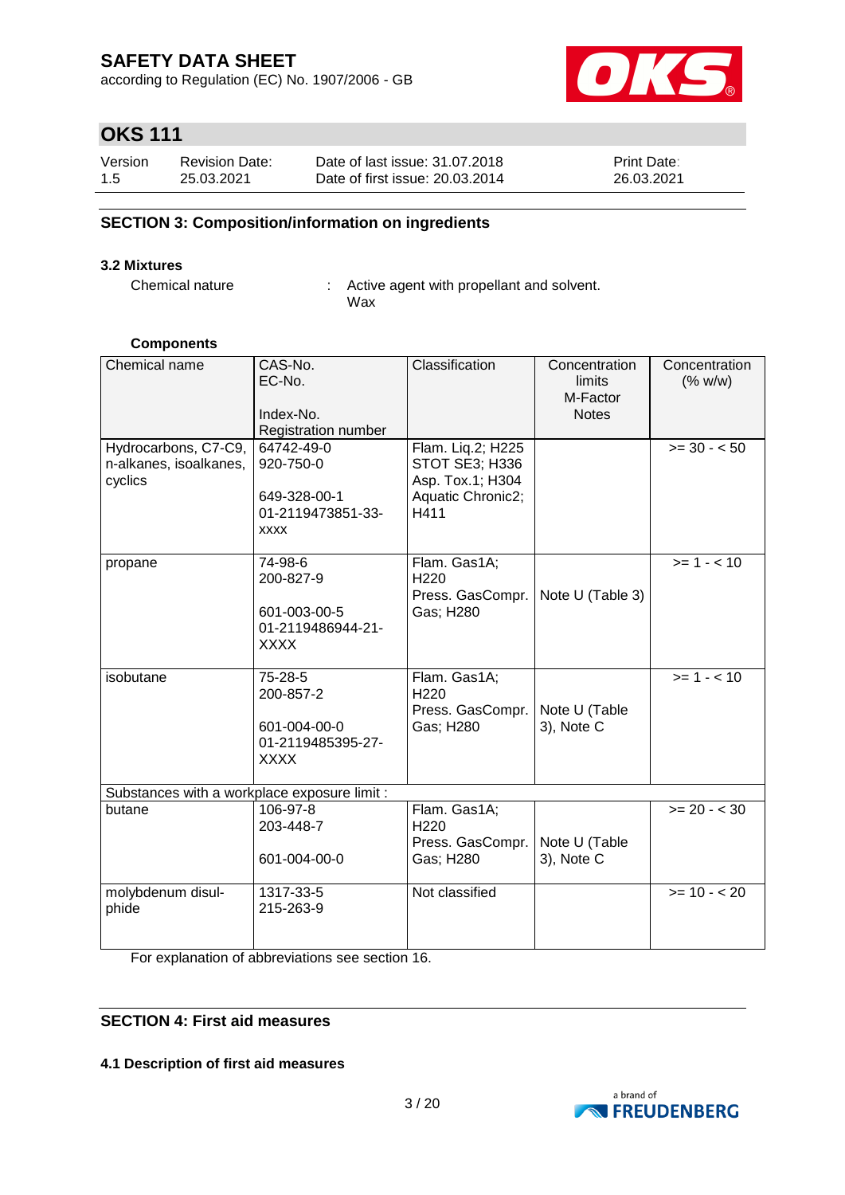## SECTION 3: Composition/information on ingredients

### 3.2 Mixtures

Chemical nature : Active agent with propellant and solvent. Wax

**Components**

| Chemical name | CAS-No.<br>EC-No.<br><br>Index-No.<br>Registration number | Classification | Concentration limits<br>M-Factor<br>Notes | Concentration (% w/w) |
|---|---|---|---|---|
| Hydrocarbons, C7-C9, n-alkanes, isoalkanes, cyclics | 64742-49-0<br>920-750-0<br><br>649-328-00-1<br>01-2119473851-33-xxxx | Flam. Liq.2; H225<br>STOT SE3; H336<br>Asp. Tox.1; H304<br>Aquatic Chronic2; H411 | | >= 30 - < 50 |
| propane | 74-98-6<br>200-827-9<br><br>601-003-00-5<br>01-2119486944-21-XXXX | Flam. Gas1A; H220<br>Press. GasCompr. Gas; H280 | Note U (Table 3) | >= 1 - < 10 |
| isobutane | 75-28-5<br>200-857-2<br><br>601-004-00-0<br>01-2119485395-27-XXXX | Flam. Gas1A; H220<br>Press. GasCompr. Gas; H280 | Note U (Table 3), Note C | >= 1 - < 10 |
| Substances with a workplace exposure limit : | | | | |
| butane | 106-97-8<br>203-448-7<br><br>601-004-00-0 | Flam. Gas1A; H220<br>Press. GasCompr. Gas; H280 | Note U (Table 3), Note C | >= 20 - < 30 |
| molybdenum disulphide | 1317-33-5<br>215-263-9 | Not classified | | >= 10 - < 20 |

For explanation of abbreviations see section 16.

## SECTION 4: First aid measures

### 4.1 Description of first aid measures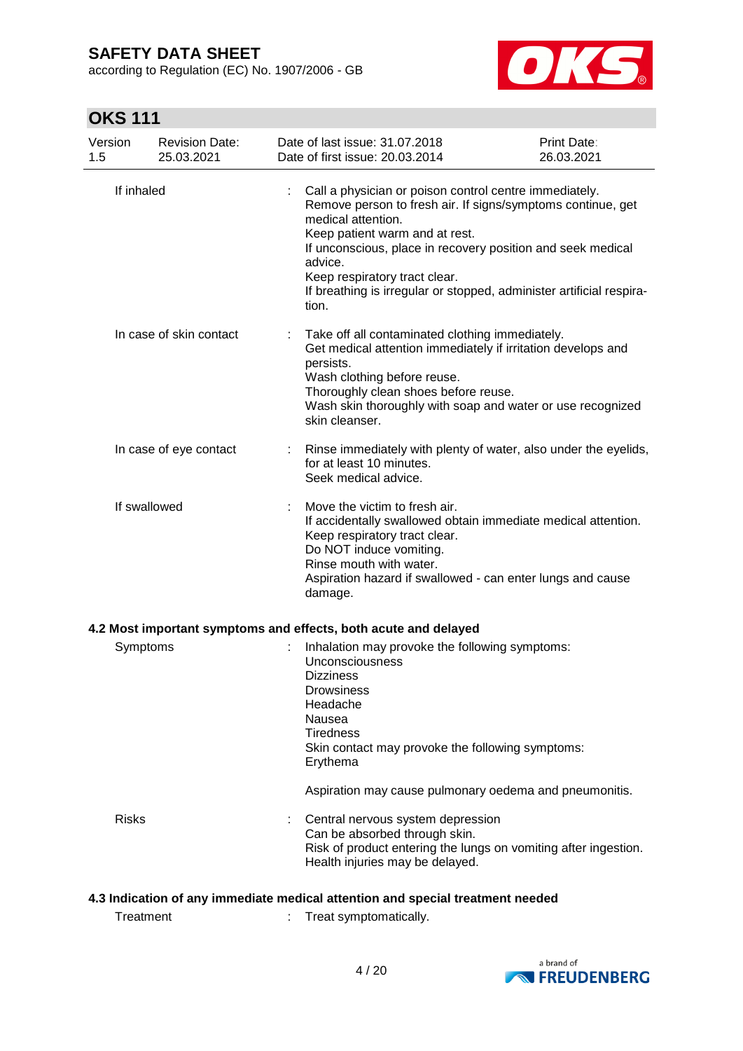| | | |
|---|---|---|
| If inhaled | : | Call a physician or poison control centre immediately.<br>Remove person to fresh air. If signs/symptoms continue, get medical attention.<br>Keep patient warm and at rest.<br>If unconscious, place in recovery position and seek medical advice.<br>Keep respiratory tract clear.<br>If breathing is irregular or stopped, administer artificial respiration. |
| In case of skin contact | : | Take off all contaminated clothing immediately.<br>Get medical attention immediately if irritation develops and persists.<br>Wash clothing before reuse.<br>Thoroughly clean shoes before reuse.<br>Wash skin thoroughly with soap and water or use recognized skin cleanser. |
| In case of eye contact | : | Rinse immediately with plenty of water, also under the eyelids, for at least 10 minutes.<br>Seek medical advice. |
| If swallowed | : | Move the victim to fresh air.<br>If accidentally swallowed obtain immediate medical attention.<br>Keep respiratory tract clear.<br>Do NOT induce vomiting.<br>Rinse mouth with water.<br>Aspiration hazard if swallowed - can enter lungs and cause damage. |

### 4.2 Most important symptoms and effects, both acute and delayed

| | | |
|---|---|---|
| Symptoms | : | Inhalation may provoke the following symptoms:<br>Unconsciousness<br>Dizziness<br>Drowsiness<br>Headache<br>Nausea<br>Tiredness<br>Skin contact may provoke the following symptoms:<br>Erythema<br><br>Aspiration may cause pulmonary oedema and pneumonitis. |
| Risks | : | Central nervous system depression<br>Can be absorbed through skin.<br>Risk of product entering the lungs on vomiting after ingestion.<br>Health injuries may be delayed. |

### 4.3 Indication of any immediate medical attention and special treatment needed

| | | |
|---|---|---|
| Treatment | : | Treat symptomatically. |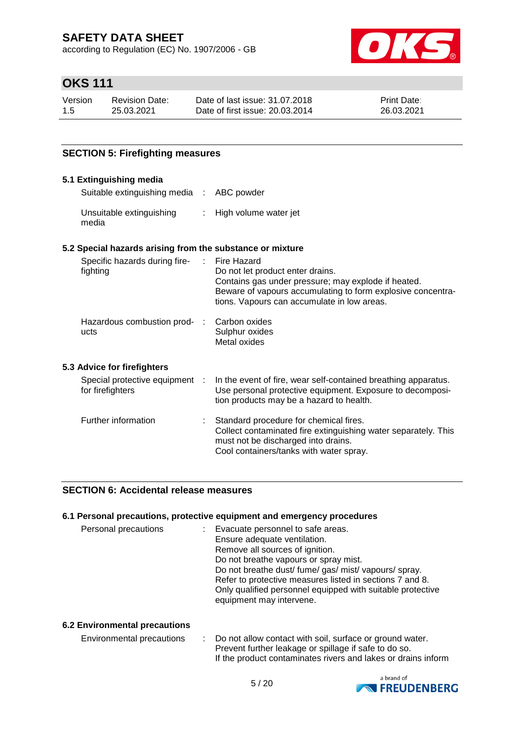## SECTION 5: Firefighting measures

### 5.1 Extinguishing media

| | | |
|---|---|---|
| Suitable extinguishing media | : | ABC powder |
| Unsuitable extinguishing media | : | High volume water jet |

### 5.2 Special hazards arising from the substance or mixture

| | | |
|---|---|---|
| Specific hazards during fire-fighting | : | Fire Hazard<br>Do not let product enter drains.<br>Contains gas under pressure; may explode if heated.<br>Beware of vapours accumulating to form explosive concentrations. Vapours can accumulate in low areas. |
| Hazardous combustion products | : | Carbon oxides<br>Sulphur oxides<br>Metal oxides |

### 5.3 Advice for firefighters

| | | |
|---|---|---|
| Special protective equipment for firefighters | : | In the event of fire, wear self-contained breathing apparatus.<br>Use personal protective equipment. Exposure to decomposition products may be a hazard to health. |
| Further information | : | Standard procedure for chemical fires.<br>Collect contaminated fire extinguishing water separately. This must not be discharged into drains.<br>Cool containers/tanks with water spray. |

## SECTION 6: Accidental release measures

### 6.1 Personal precautions, protective equipment and emergency procedures

| | | |
|---|---|---|
| Personal precautions | : | Evacuate personnel to safe areas.<br>Ensure adequate ventilation.<br>Remove all sources of ignition.<br>Do not breathe vapours or spray mist.<br>Do not breathe dust/ fume/ gas/ mist/ vapours/ spray.<br>Refer to protective measures listed in sections 7 and 8.<br>Only qualified personnel equipped with suitable protective equipment may intervene. |

### 6.2 Environmental precautions

| | | |
|---|---|---|
| Environmental precautions | : | Do not allow contact with soil, surface or ground water.<br>Prevent further leakage or spillage if safe to do so.<br>If the product contaminates rivers and lakes or drains inform |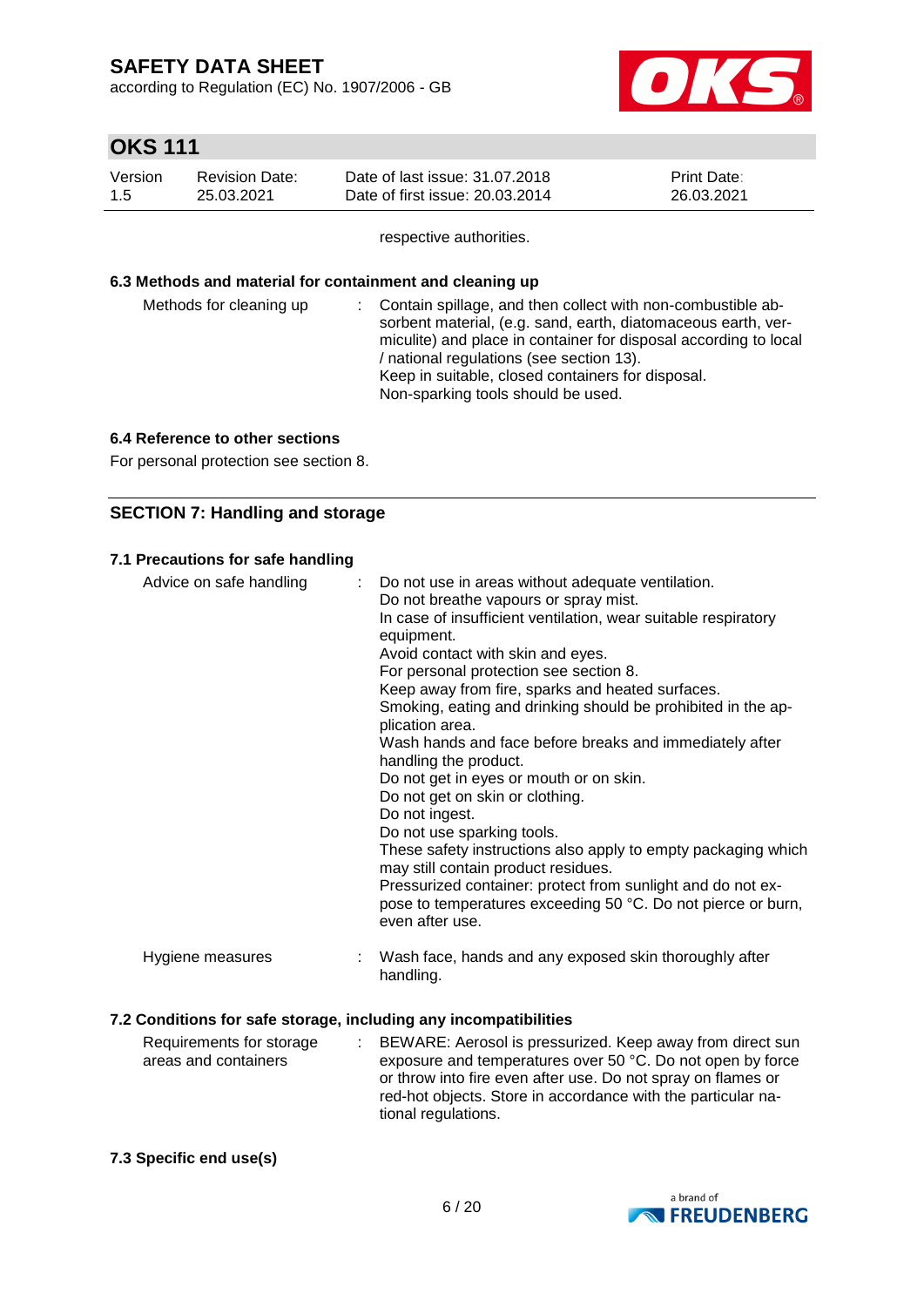respective authorities.

### 6.3 Methods and material for containment and cleaning up

| | |
|---|---|
| Methods for cleaning up | : Contain spillage, and then collect with non-combustible absorbent material, (e.g. sand, earth, diatomaceous earth, vermiculite) and place in container for disposal according to local / national regulations (see section 13).<br>Keep in suitable, closed containers for disposal.<br>Non-sparking tools should be used. |

### 6.4 Reference to other sections

For personal protection see section 8.

## SECTION 7: Handling and storage

### 7.1 Precautions for safe handling

| | |
|---|---|
| Advice on safe handling | : Do not use in areas without adequate ventilation.<br>Do not breathe vapours or spray mist.<br>In case of insufficient ventilation, wear suitable respiratory equipment.<br>Avoid contact with skin and eyes.<br>For personal protection see section 8.<br>Keep away from fire, sparks and heated surfaces.<br>Smoking, eating and drinking should be prohibited in the application area.<br>Wash hands and face before breaks and immediately after handling the product.<br>Do not get in eyes or mouth or on skin.<br>Do not get on skin or clothing.<br>Do not ingest.<br>Do not use sparking tools.<br>These safety instructions also apply to empty packaging which may still contain product residues.<br>Pressurized container: protect from sunlight and do not expose to temperatures exceeding 50 °C. Do not pierce or burn, even after use. |
| Hygiene measures | : Wash face, hands and any exposed skin thoroughly after handling. |

### 7.2 Conditions for safe storage, including any incompatibilities

| | |
|---|---|
| Requirements for storage areas and containers | : BEWARE: Aerosol is pressurized. Keep away from direct sun exposure and temperatures over 50 °C. Do not open by force or throw into fire even after use. Do not spray on flames or red-hot objects. Store in accordance with the particular national regulations. |

### 7.3 Specific end use(s)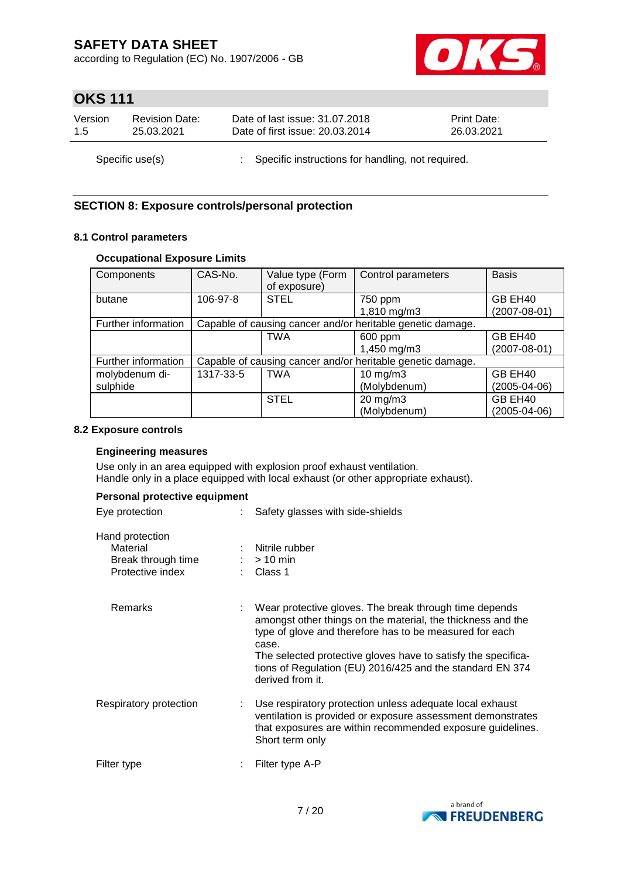Specific use(s) : Specific instructions for handling, not required.

## SECTION 8: Exposure controls/personal protection

### 8.1 Control parameters

**Occupational Exposure Limits**

| Components | CAS-No. | Value type (Form of exposure) | Control parameters | Basis |
|---|---|---|---|---|
| butane | 106-97-8 | STEL | 750 ppm<br>1,810 mg/m3 | GB EH40 (2007-08-01) |
| Further information | Capable of causing cancer and/or heritable genetic damage. | | | |
| | | TWA | 600 ppm<br>1,450 mg/m3 | GB EH40 (2007-08-01) |
| Further information | Capable of causing cancer and/or heritable genetic damage. | | | |
| molybdenum di-sulphide | 1317-33-5 | TWA | 10 mg/m3 (Molybdenum) | GB EH40 (2005-04-06) |
| | | STEL | 20 mg/m3 (Molybdenum) | GB EH40 (2005-04-06) |

### 8.2 Exposure controls

**Engineering measures**

Use only in an area equipped with explosion proof exhaust ventilation.
Handle only in a place equipped with local exhaust (or other appropriate exhaust).

**Personal protective equipment**

Eye protection : Safety glasses with side-shields

Hand protection
- Material : Nitrile rubber
- Break through time : > 10 min
- Protective index : Class 1

Remarks : Wear protective gloves. The break through time depends amongst other things on the material, the thickness and the type of glove and therefore has to be measured for each case.
The selected protective gloves have to satisfy the specifications of Regulation (EU) 2016/425 and the standard EN 374 derived from it.

Respiratory protection : Use respiratory protection unless adequate local exhaust ventilation is provided or exposure assessment demonstrates that exposures are within recommended exposure guidelines.
Short term only

Filter type : Filter type A-P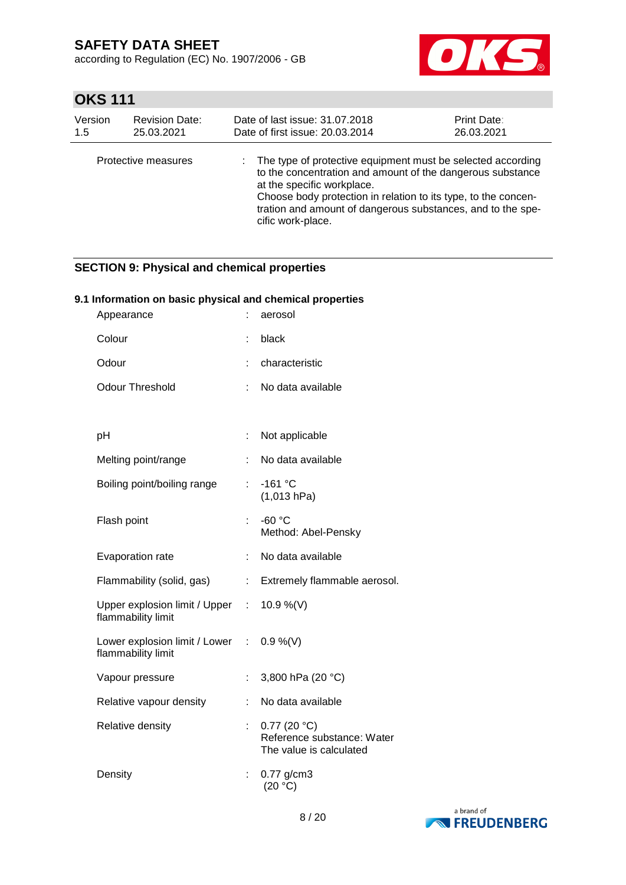Protective measures : The type of protective equipment must be selected according to the concentration and amount of the dangerous substance at the specific workplace.
Choose body protection in relation to its type, to the concentration and amount of dangerous substances, and to the specific work-place.

## SECTION 9: Physical and chemical properties

### 9.1 Information on basic physical and chemical properties

| Property | Value |
|---|---|
| Appearance | aerosol |
| Colour | black |
| Odour | characteristic |
| Odour Threshold | No data available |
| pH | Not applicable |
| Melting point/range | No data available |
| Boiling point/boiling range | -161 °C (1,013 hPa) |
| Flash point | -60 °C Method: Abel-Pensky |
| Evaporation rate | No data available |
| Flammability (solid, gas) | Extremely flammable aerosol. |
| Upper explosion limit / Upper flammability limit | 10.9 %(V) |
| Lower explosion limit / Lower flammability limit | 0.9 %(V) |
| Vapour pressure | 3,800 hPa (20 °C) |
| Relative vapour density | No data available |
| Relative density | 0.77 (20 °C) Reference substance: Water The value is calculated |
| Density | 0.77 g/cm3 (20 °C) |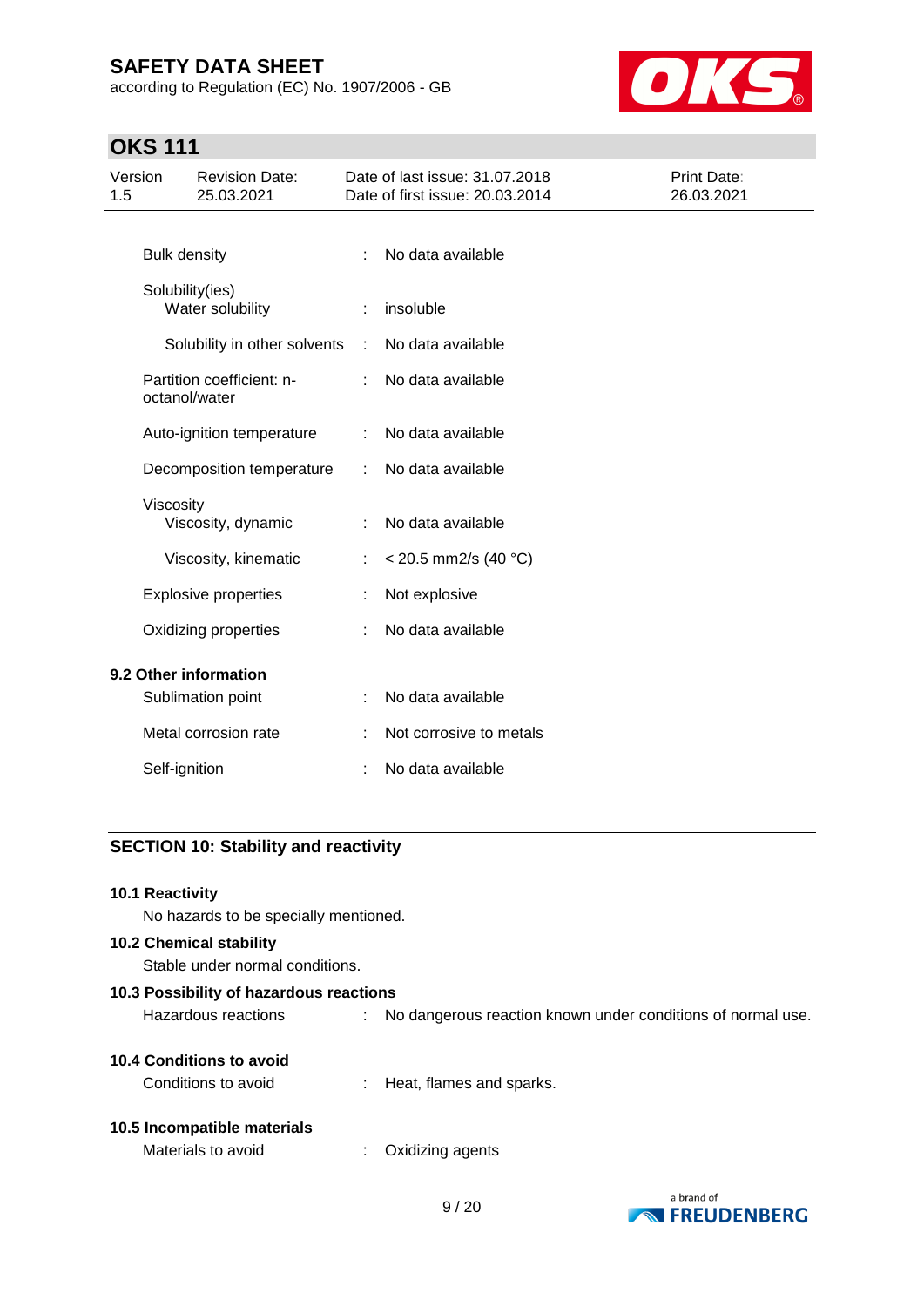| | | |
|---|---|---|
| Bulk density | : | No data available |
| Solubility(ies) | | |
| Water solubility | : | insoluble |
| Solubility in other solvents | : | No data available |
| Partition coefficient: n-octanol/water | : | No data available |
| Auto-ignition temperature | : | No data available |
| Decomposition temperature | : | No data available |
| Viscosity | | |
| Viscosity, dynamic | : | No data available |
| Viscosity, kinematic | : | < 20.5 mm2/s (40 °C) |
| Explosive properties | : | Not explosive |
| Oxidizing properties | : | No data available |

**9.2 Other information**

| | | |
|---|---|---|
| Sublimation point | : | No data available |
| Metal corrosion rate | : | Not corrosive to metals |
| Self-ignition | : | No data available |

## SECTION 10: Stability and reactivity

**10.1 Reactivity**

No hazards to be specially mentioned.

**10.2 Chemical stability**

Stable under normal conditions.

**10.3 Possibility of hazardous reactions**

Hazardous reactions : No dangerous reaction known under conditions of normal use.

**10.4 Conditions to avoid**

Conditions to avoid : Heat, flames and sparks.

**10.5 Incompatible materials**

Materials to avoid : Oxidizing agents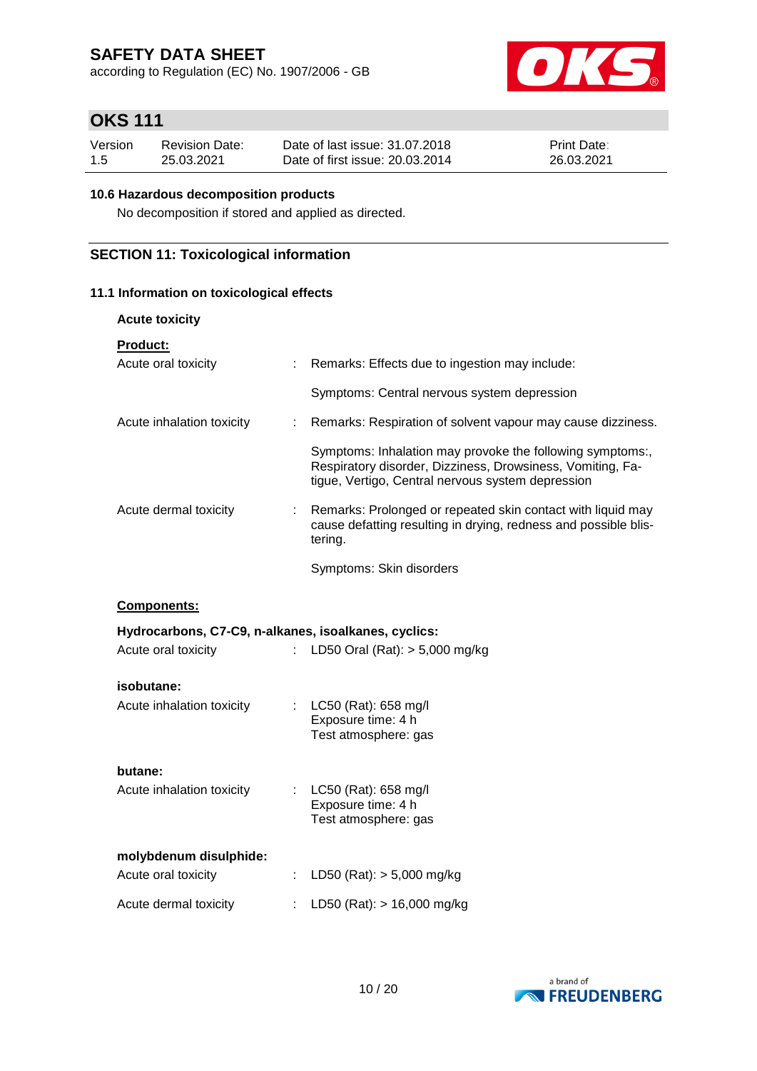### 10.6 Hazardous decomposition products

No decomposition if stored and applied as directed.

## SECTION 11: Toxicological information

### 11.1 Information on toxicological effects

**Acute toxicity**

**Product:**

| | | |
|---|---|---|
| Acute oral toxicity | : | Remarks: Effects due to ingestion may include: |
| | | Symptoms: Central nervous system depression |
| Acute inhalation toxicity | : | Remarks: Respiration of solvent vapour may cause dizziness. |
| | | Symptoms: Inhalation may provoke the following symptoms:, Respiratory disorder, Dizziness, Drowsiness, Vomiting, Fatigue, Vertigo, Central nervous system depression |
| Acute dermal toxicity | : | Remarks: Prolonged or repeated skin contact with liquid may cause defatting resulting in drying, redness and possible blistering. |
| | | Symptoms: Skin disorders |

**Components:**

**Hydrocarbons, C7-C9, n-alkanes, isoalkanes, cyclics:**

| | | |
|---|---|---|
| Acute oral toxicity | : | LD50 Oral (Rat): > 5,000 mg/kg |

**isobutane:**

| | | |
|---|---|---|
| Acute inhalation toxicity | : | LC50 (Rat): 658 mg/l<br>Exposure time: 4 h<br>Test atmosphere: gas |

**butane:**

| | | |
|---|---|---|
| Acute inhalation toxicity | : | LC50 (Rat): 658 mg/l<br>Exposure time: 4 h<br>Test atmosphere: gas |

**molybdenum disulphide:**

| | | |
|---|---|---|
| Acute oral toxicity | : | LD50 (Rat): > 5,000 mg/kg |
| Acute dermal toxicity | : | LD50 (Rat): > 16,000 mg/kg |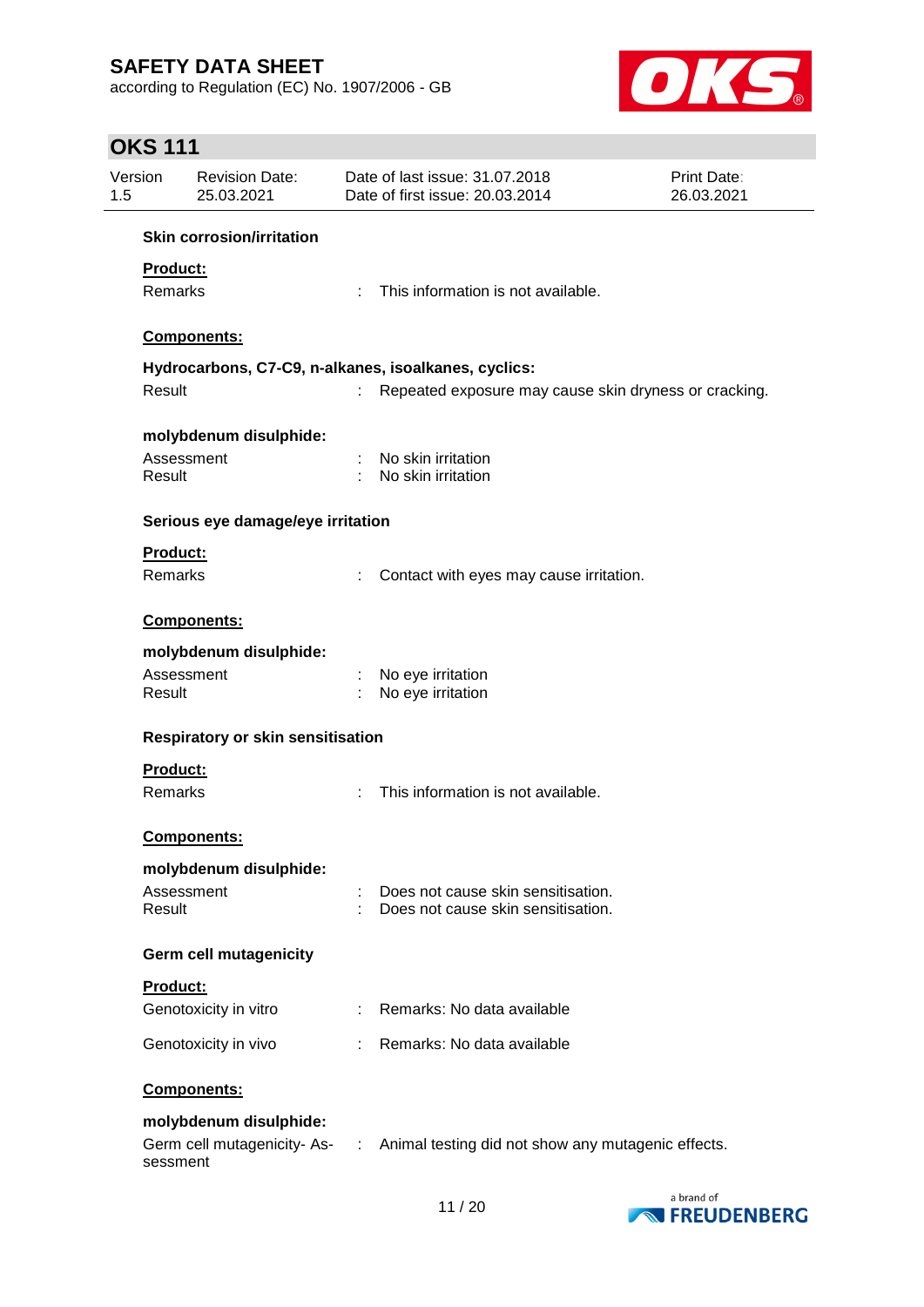**Skin corrosion/irritation**

**Product:**

| | | |
|---|---|---|
| Remarks | : | This information is not available. |

**Components:**

**Hydrocarbons, C7-C9, n-alkanes, isoalkanes, cyclics:**

| | | |
|---|---|---|
| Result | : | Repeated exposure may cause skin dryness or cracking. |

**molybdenum disulphide:**

| | | |
|---|---|---|
| Assessment | : | No skin irritation |
| Result | : | No skin irritation |

**Serious eye damage/eye irritation**

**Product:**

| | | |
|---|---|---|
| Remarks | : | Contact with eyes may cause irritation. |

**Components:**

**molybdenum disulphide:**

| | | |
|---|---|---|
| Assessment | : | No eye irritation |
| Result | : | No eye irritation |

**Respiratory or skin sensitisation**

**Product:**

| | | |
|---|---|---|
| Remarks | : | This information is not available. |

**Components:**

**molybdenum disulphide:**

| | | |
|---|---|---|
| Assessment | : | Does not cause skin sensitisation. |
| Result | : | Does not cause skin sensitisation. |

**Germ cell mutagenicity**

**Product:**

| | | |
|---|---|---|
| Genotoxicity in vitro | : | Remarks: No data available |
| Genotoxicity in vivo | : | Remarks: No data available |

**Components:**

**molybdenum disulphide:**

| | | |
|---|---|---|
| Germ cell mutagenicity- Assessment | : | Animal testing did not show any mutagenic effects. |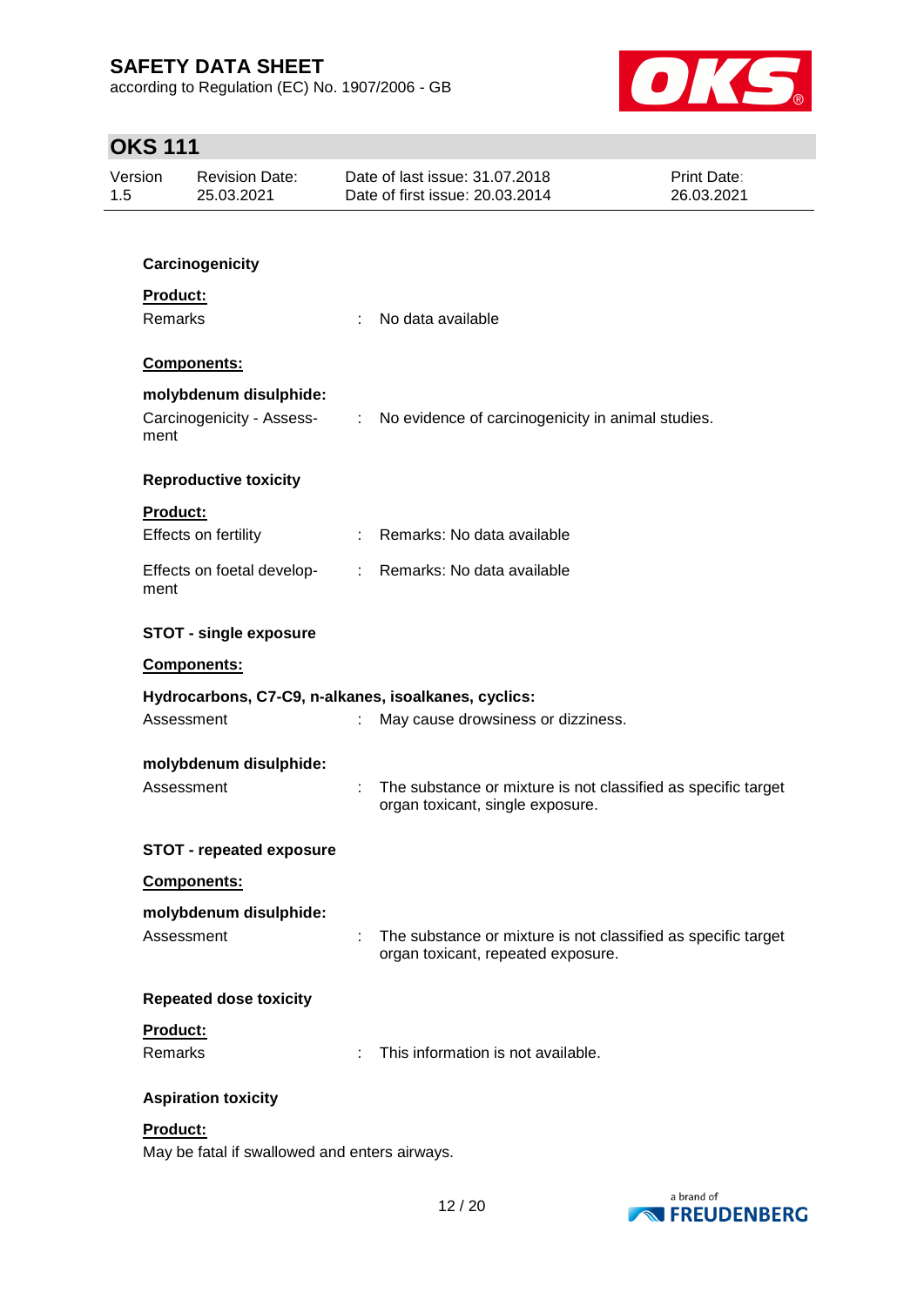**Carcinogenicity**

**Product:**

Remarks : No data available

**Components:**

**molybdenum disulphide:**

Carcinogenicity - Assessment : No evidence of carcinogenicity in animal studies.

**Reproductive toxicity**

**Product:**

Effects on fertility : Remarks: No data available

Effects on foetal development : Remarks: No data available

**STOT - single exposure**

**Components:**

**Hydrocarbons, C7-C9, n-alkanes, isoalkanes, cyclics:**

Assessment : May cause drowsiness or dizziness.

**molybdenum disulphide:**

Assessment : The substance or mixture is not classified as specific target organ toxicant, single exposure.

**STOT - repeated exposure**

**Components:**

**molybdenum disulphide:**

Assessment : The substance or mixture is not classified as specific target organ toxicant, repeated exposure.

**Repeated dose toxicity**

**Product:**

Remarks : This information is not available.

**Aspiration toxicity**

**Product:**

May be fatal if swallowed and enters airways.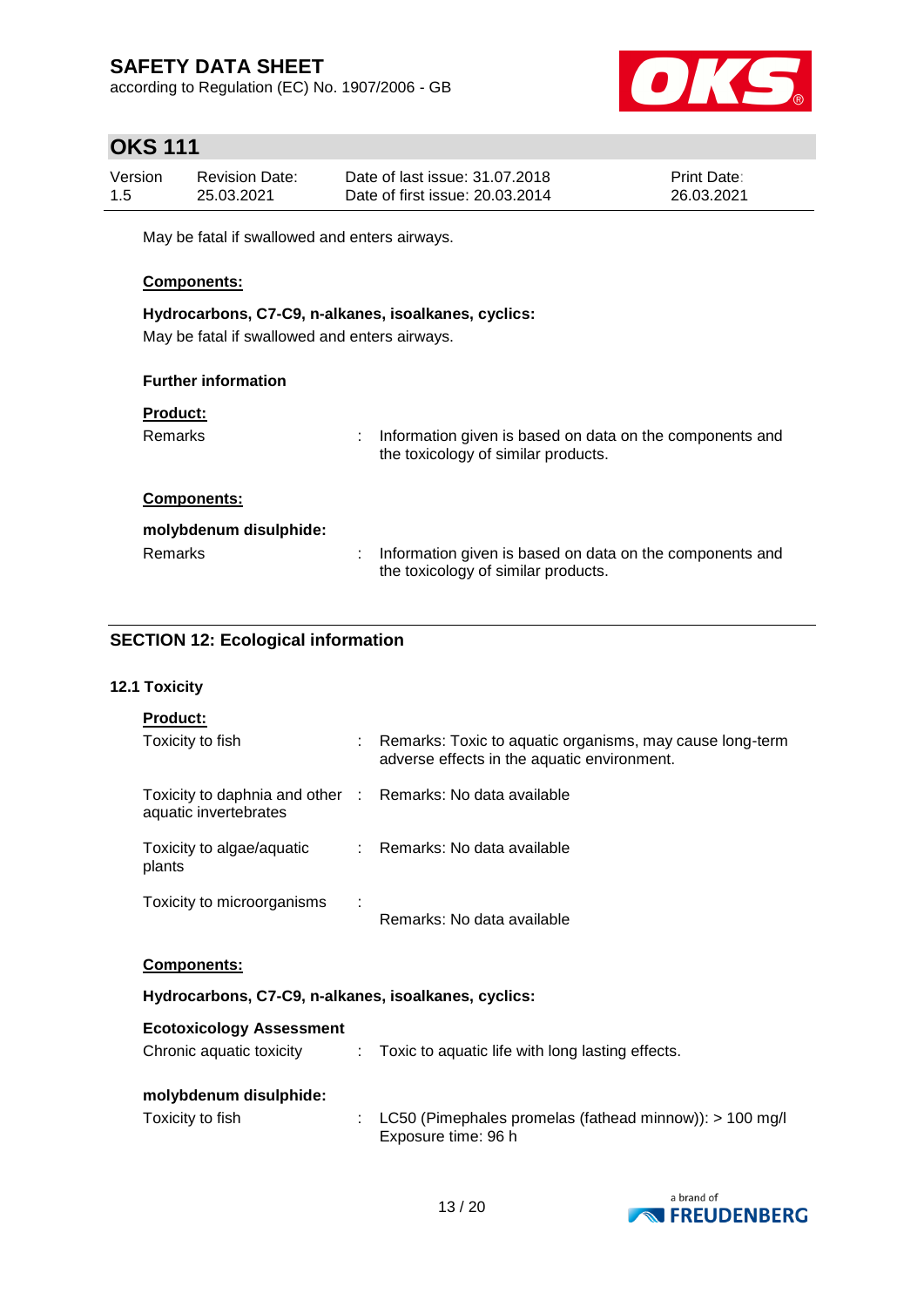May be fatal if swallowed and enters airways.

**Components:**

**Hydrocarbons, C7-C9, n-alkanes, isoalkanes, cyclics:**

May be fatal if swallowed and enters airways.

**Further information**

**Product:**

Remarks : Information given is based on data on the components and the toxicology of similar products.

**Components:**

**molybdenum disulphide:**

Remarks : Information given is based on data on the components and the toxicology of similar products.

## SECTION 12: Ecological information

### 12.1 Toxicity

**Product:**

Toxicity to fish : Remarks: Toxic to aquatic organisms, may cause long-term adverse effects in the aquatic environment.

Toxicity to daphnia and other aquatic invertebrates : Remarks: No data available

Toxicity to algae/aquatic plants : Remarks: No data available

Toxicity to microorganisms : Remarks: No data available

**Components:**

**Hydrocarbons, C7-C9, n-alkanes, isoalkanes, cyclics:**

**Ecotoxicology Assessment**

Chronic aquatic toxicity : Toxic to aquatic life with long lasting effects.

**molybdenum disulphide:**

Toxicity to fish : LC50 (Pimephales promelas (fathead minnow)): > 100 mg/l
Exposure time: 96 h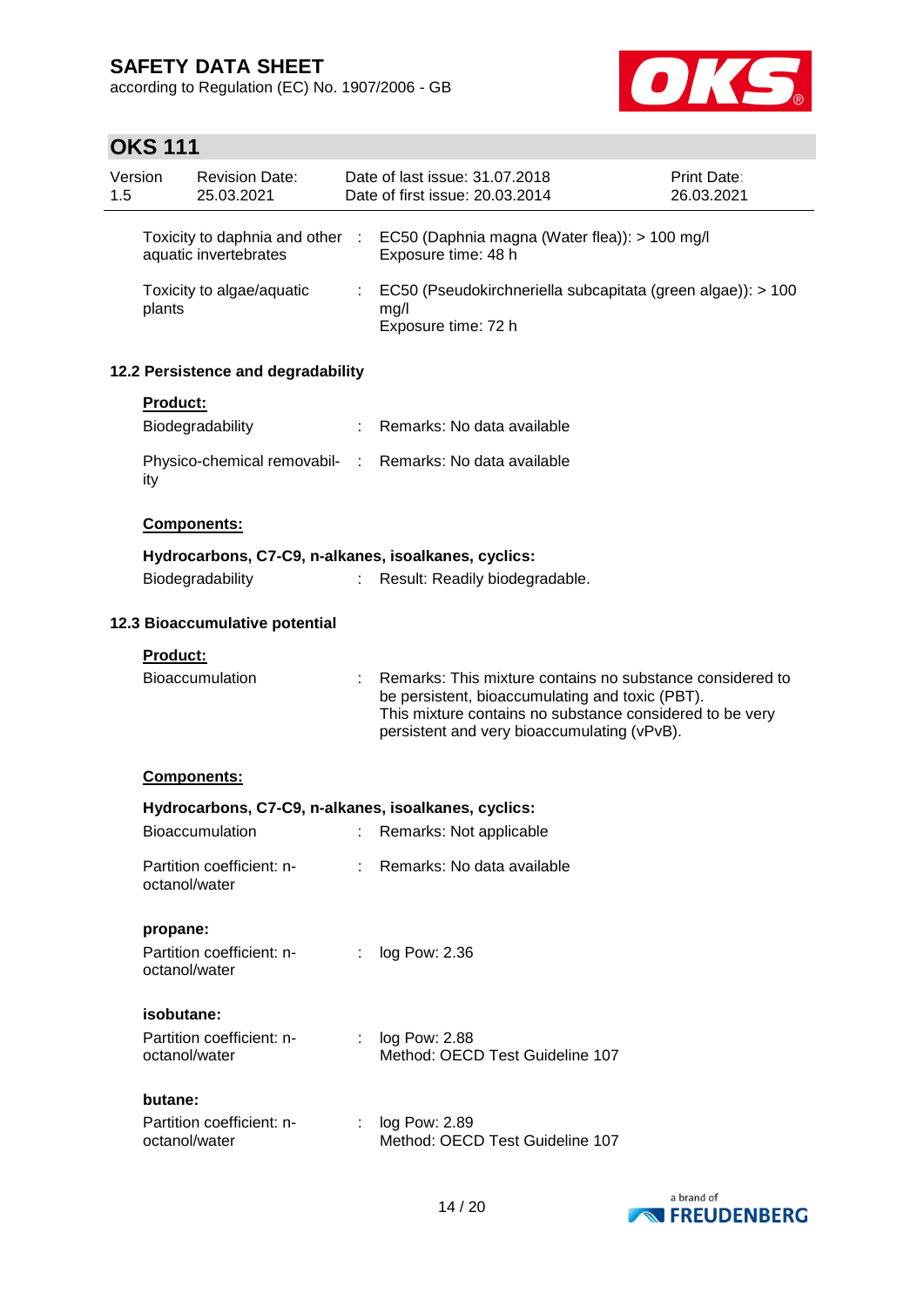| | | |
|---|---|---|
| Toxicity to daphnia and other aquatic invertebrates | : | EC50 (Daphnia magna (Water flea)): > 100 mg/l<br>Exposure time: 48 h |
| Toxicity to algae/aquatic plants | : | EC50 (Pseudokirchneriella subcapitata (green algae)): > 100 mg/l<br>Exposure time: 72 h |

### 12.2 Persistence and degradability

**Product:**

| | | |
|---|---|---|
| Biodegradability | : | Remarks: No data available |
| Physico-chemical removability | : | Remarks: No data available |

**Components:**

**Hydrocarbons, C7-C9, n-alkanes, isoalkanes, cyclics:**

| | | |
|---|---|---|
| Biodegradability | : | Result: Readily biodegradable. |

### 12.3 Bioaccumulative potential

**Product:**

| | | |
|---|---|---|
| Bioaccumulation | : | Remarks: This mixture contains no substance considered to be persistent, bioaccumulating and toxic (PBT).<br>This mixture contains no substance considered to be very persistent and very bioaccumulating (vPvB). |

**Components:**

**Hydrocarbons, C7-C9, n-alkanes, isoalkanes, cyclics:**

| | | |
|---|---|---|
| Bioaccumulation | : | Remarks: Not applicable |
| Partition coefficient: n-octanol/water | : | Remarks: No data available |

**propane:**

| | | |
|---|---|---|
| Partition coefficient: n-octanol/water | : | log Pow: 2.36 |

**isobutane:**

| | | |
|---|---|---|
| Partition coefficient: n-octanol/water | : | log Pow: 2.88<br>Method: OECD Test Guideline 107 |

**butane:**

| | | |
|---|---|---|
| Partition coefficient: n-octanol/water | : | log Pow: 2.89<br>Method: OECD Test Guideline 107 |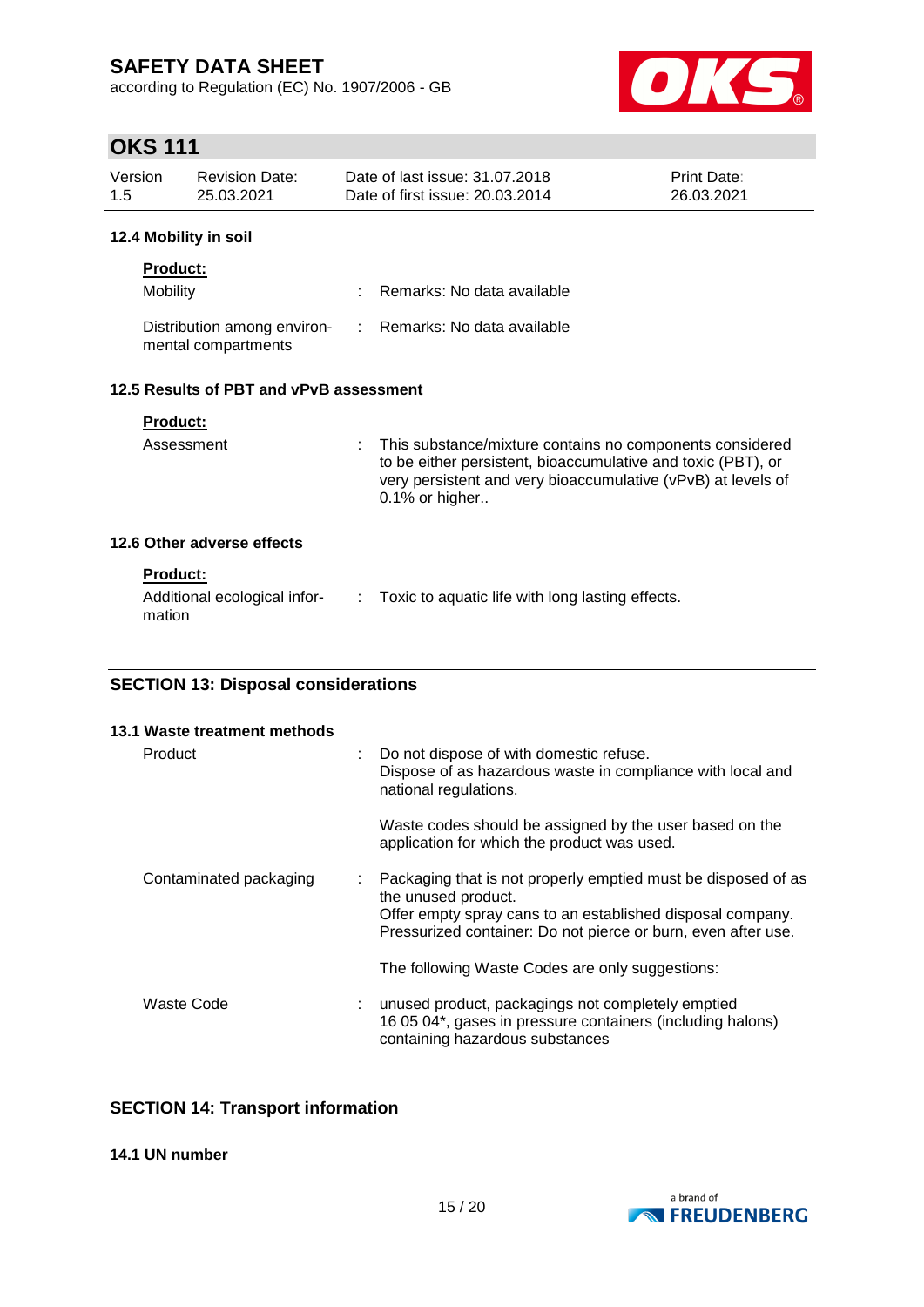### 12.4 Mobility in soil

**Product:**

| | | |
|---|---|---|
| Mobility | : | Remarks: No data available |
| Distribution among environmental compartments | : | Remarks: No data available |

### 12.5 Results of PBT and vPvB assessment

**Product:**

| | | |
|---|---|---|
| Assessment | : | This substance/mixture contains no components considered to be either persistent, bioaccumulative and toxic (PBT), or very persistent and very bioaccumulative (vPvB) at levels of 0.1% or higher.. |

### 12.6 Other adverse effects

**Product:**

| | | |
|---|---|---|
| Additional ecological information | : | Toxic to aquatic life with long lasting effects. |

## SECTION 13: Disposal considerations

### 13.1 Waste treatment methods

| | | |
|---|---|---|
| Product | : | Do not dispose of with domestic refuse.<br>Dispose of as hazardous waste in compliance with local and national regulations.<br><br>Waste codes should be assigned by the user based on the application for which the product was used. |
| Contaminated packaging | : | Packaging that is not properly emptied must be disposed of as the unused product.<br>Offer empty spray cans to an established disposal company.<br>Pressurized container: Do not pierce or burn, even after use.<br><br>The following Waste Codes are only suggestions: |
| Waste Code | : | unused product, packagings not completely emptied<br>16 05 04*, gases in pressure containers (including halons) containing hazardous substances |

## SECTION 14: Transport information

### 14.1 UN number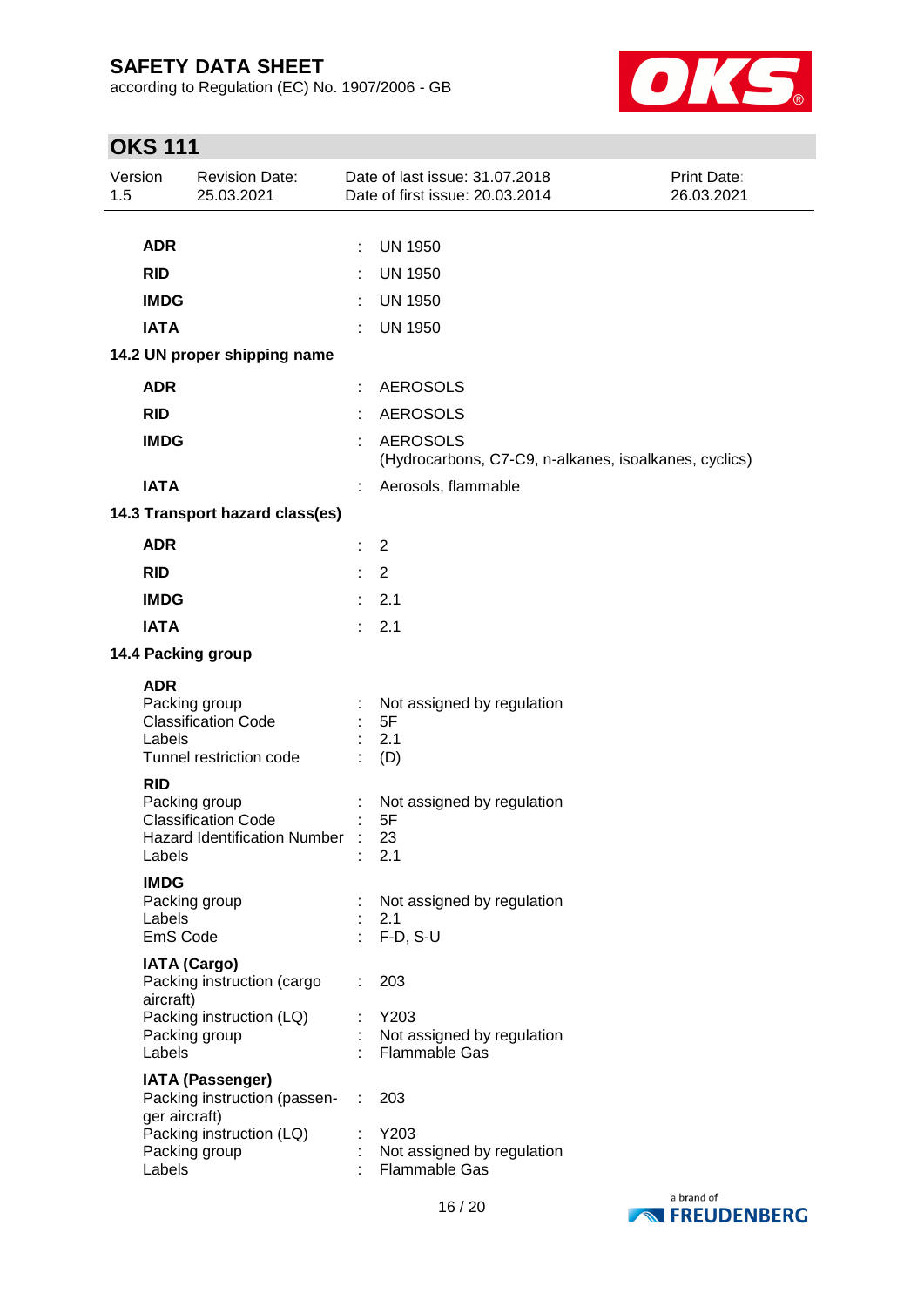| | | |
|---|---|---|
| **ADR** | : | UN 1950 |
| **RID** | : | UN 1950 |
| **IMDG** | : | UN 1950 |
| **IATA** | : | UN 1950 |

**14.2 UN proper shipping name**

| | | |
|---|---|---|
| **ADR** | : | AEROSOLS |
| **RID** | : | AEROSOLS |
| **IMDG** | : | AEROSOLS (Hydrocarbons, C7-C9, n-alkanes, isoalkanes, cyclics) |
| **IATA** | : | Aerosols, flammable |

**14.3 Transport hazard class(es)**

| | | |
|---|---|---|
| **ADR** | : | 2 |
| **RID** | : | 2 |
| **IMDG** | : | 2.1 |
| **IATA** | : | 2.1 |

**14.4 Packing group**

**ADR**

| | | |
|---|---|---|
| Packing group | : | Not assigned by regulation |
| Classification Code | : | 5F |
| Labels | : | 2.1 |
| Tunnel restriction code | : | (D) |

**RID**

| | | |
|---|---|---|
| Packing group | : | Not assigned by regulation |
| Classification Code | : | 5F |
| Hazard Identification Number | : | 23 |
| Labels | : | 2.1 |

**IMDG**

| | | |
|---|---|---|
| Packing group | : | Not assigned by regulation |
| Labels | : | 2.1 |
| EmS Code | : | F-D, S-U |

**IATA (Cargo)**

| | | |
|---|---|---|
| Packing instruction (cargo aircraft) | : | 203 |
| Packing instruction (LQ) | : | Y203 |
| Packing group | : | Not assigned by regulation |
| Labels | : | Flammable Gas |

**IATA (Passenger)**

| | | |
|---|---|---|
| Packing instruction (passenger aircraft) | : | 203 |
| Packing instruction (LQ) | : | Y203 |
| Packing group | : | Not assigned by regulation |
| Labels | : | Flammable Gas |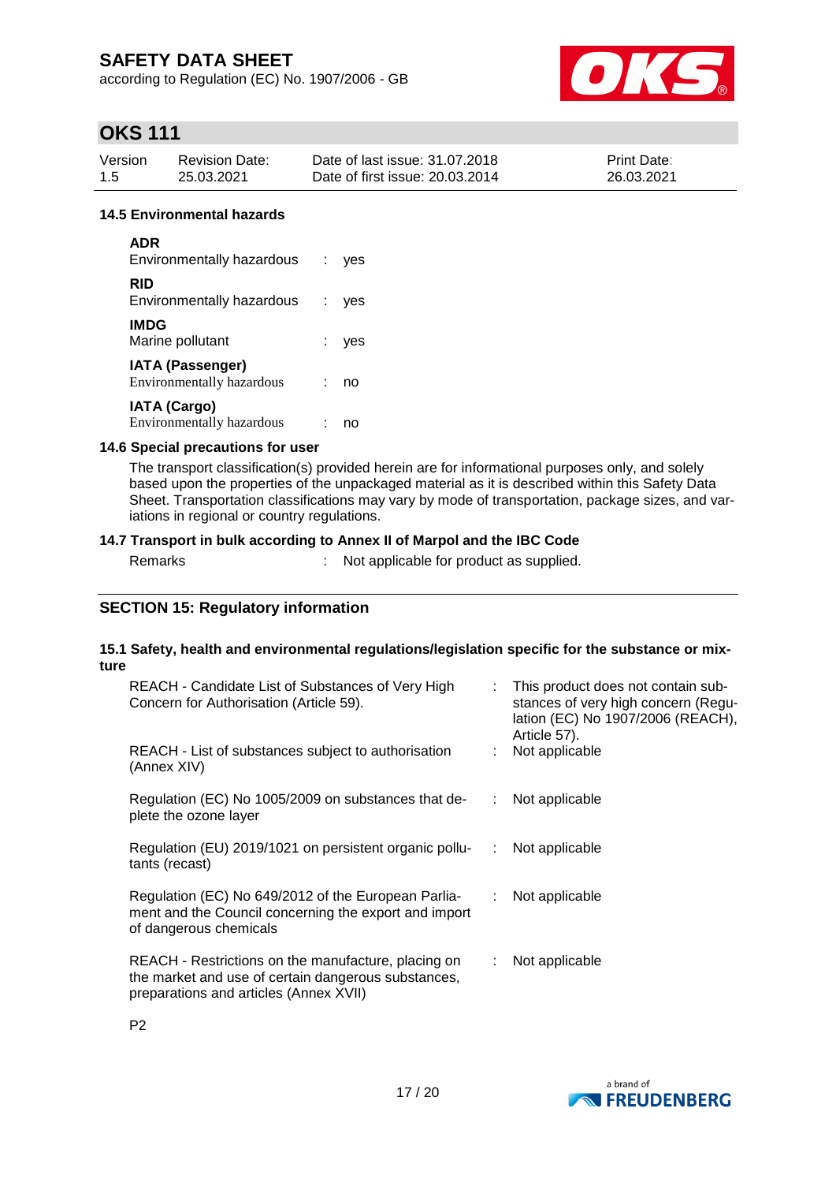### 14.5 Environmental hazards

**ADR**
Environmentally hazardous : yes

**RID**
Environmentally hazardous : yes

**IMDG**
Marine pollutant : yes

**IATA (Passenger)**
Environmentally hazardous : no

**IATA (Cargo)**
Environmentally hazardous : no

### 14.6 Special precautions for user

The transport classification(s) provided herein are for informational purposes only, and solely based upon the properties of the unpackaged material as it is described within this Safety Data Sheet. Transportation classifications may vary by mode of transportation, package sizes, and variations in regional or country regulations.

### 14.7 Transport in bulk according to Annex II of Marpol and the IBC Code

Remarks : Not applicable for product as supplied.

## SECTION 15: Regulatory information

### 15.1 Safety, health and environmental regulations/legislation specific for the substance or mixture

| | | |
|---|---|---|
| REACH - Candidate List of Substances of Very High Concern for Authorisation (Article 59). | : | This product does not contain substances of very high concern (Regulation (EC) No 1907/2006 (REACH), Article 57). |
| REACH - List of substances subject to authorisation (Annex XIV) | : | Not applicable |
| Regulation (EC) No 1005/2009 on substances that deplete the ozone layer | : | Not applicable |
| Regulation (EU) 2019/1021 on persistent organic pollutants (recast) | : | Not applicable |
| Regulation (EC) No 649/2012 of the European Parliament and the Council concerning the export and import of dangerous chemicals | : | Not applicable |
| REACH - Restrictions on the manufacture, placing on the market and use of certain dangerous substances, preparations and articles (Annex XVII) | : | Not applicable |

P2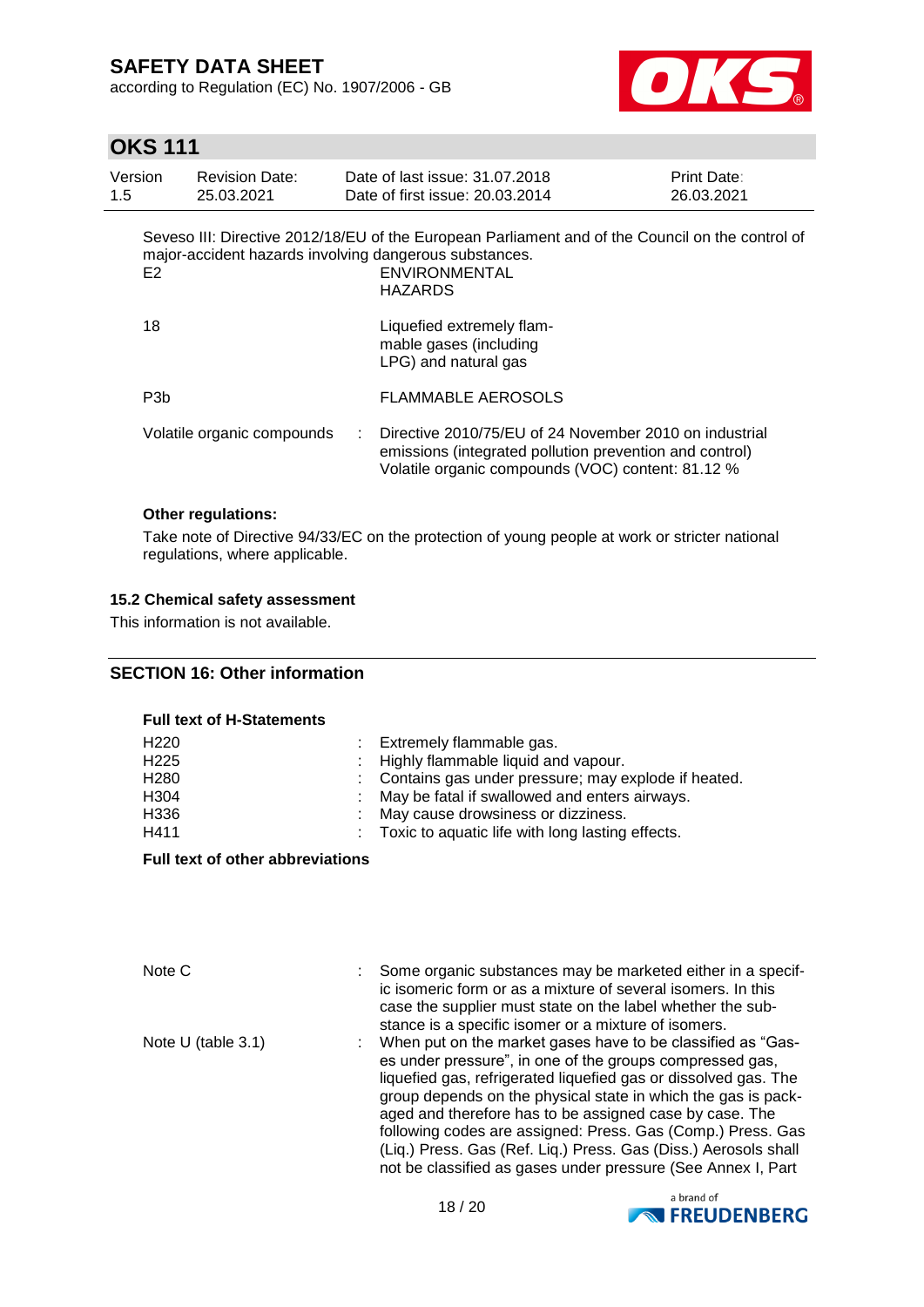Seveso III: Directive 2012/18/EU of the European Parliament and of the Council on the control of major-accident hazards involving dangerous substances.

| | |
|---|---|
| E2 | ENVIRONMENTAL HAZARDS |
| 18 | Liquefied extremely flammable gases (including LPG) and natural gas |
| P3b | FLAMMABLE AEROSOLS |

Volatile organic compounds : Directive 2010/75/EU of 24 November 2010 on industrial emissions (integrated pollution prevention and control) Volatile organic compounds (VOC) content: 81.12 %

**Other regulations:**

Take note of Directive 94/33/EC on the protection of young people at work or stricter national regulations, where applicable.

### 15.2 Chemical safety assessment

This information is not available.

## SECTION 16: Other information

**Full text of H-Statements**

| | |
|---|---|
| H220 | Extremely flammable gas. |
| H225 | Highly flammable liquid and vapour. |
| H280 | Contains gas under pressure; may explode if heated. |
| H304 | May be fatal if swallowed and enters airways. |
| H336 | May cause drowsiness or dizziness. |
| H411 | Toxic to aquatic life with long lasting effects. |

**Full text of other abbreviations**

| | |
|---|---|
| Note C | Some organic substances may be marketed either in a specific isomeric form or as a mixture of several isomers. In this case the supplier must state on the label whether the substance is a specific isomer or a mixture of isomers. |
| Note U (table 3.1) | When put on the market gases have to be classified as "Gases under pressure", in one of the groups compressed gas, liquefied gas, refrigerated liquefied gas or dissolved gas. The group depends on the physical state in which the gas is packaged and therefore has to be assigned case by case. The following codes are assigned: Press. Gas (Comp.) Press. Gas (Liq.) Press. Gas (Ref. Liq.) Press. Gas (Diss.) Aerosols shall not be classified as gases under pressure (See Annex I, Part |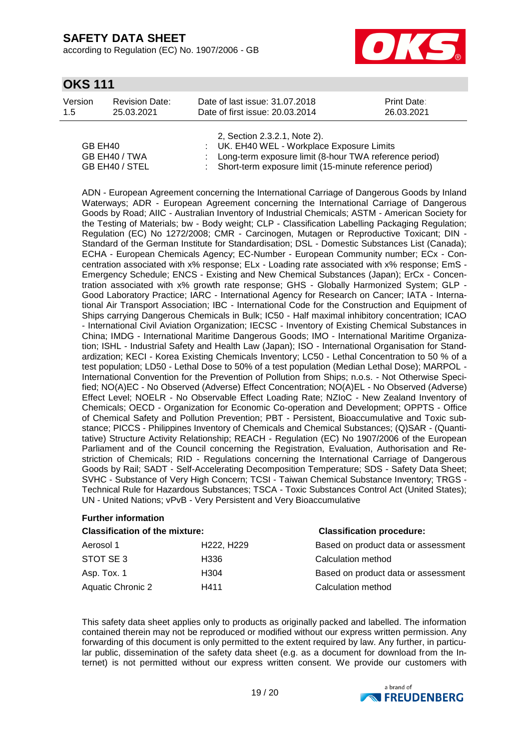2, Section 2.3.2.1, Note 2).

| | | |
|---|---|---|
| GB EH40 | : | UK. EH40 WEL - Workplace Exposure Limits |
| GB EH40 / TWA | : | Long-term exposure limit (8-hour TWA reference period) |
| GB EH40 / STEL | : | Short-term exposure limit (15-minute reference period) |

ADN - European Agreement concerning the International Carriage of Dangerous Goods by Inland Waterways; ADR - European Agreement concerning the International Carriage of Dangerous Goods by Road; AIIC - Australian Inventory of Industrial Chemicals; ASTM - American Society for the Testing of Materials; bw - Body weight; CLP - Classification Labelling Packaging Regulation; Regulation (EC) No 1272/2008; CMR - Carcinogen, Mutagen or Reproductive Toxicant; DIN - Standard of the German Institute for Standardisation; DSL - Domestic Substances List (Canada); ECHA - European Chemicals Agency; EC-Number - European Community number; ECx - Concentration associated with x% response; ELx - Loading rate associated with x% response; EmS - Emergency Schedule; ENCS - Existing and New Chemical Substances (Japan); ErCx - Concentration associated with x% growth rate response; GHS - Globally Harmonized System; GLP - Good Laboratory Practice; IARC - International Agency for Research on Cancer; IATA - International Air Transport Association; IBC - International Code for the Construction and Equipment of Ships carrying Dangerous Chemicals in Bulk; IC50 - Half maximal inhibitory concentration; ICAO - International Civil Aviation Organization; IECSC - Inventory of Existing Chemical Substances in China; IMDG - International Maritime Dangerous Goods; IMO - International Maritime Organization; ISHL - Industrial Safety and Health Law (Japan); ISO - International Organisation for Standardization; KECI - Korea Existing Chemicals Inventory; LC50 - Lethal Concentration to 50 % of a test population; LD50 - Lethal Dose to 50% of a test population (Median Lethal Dose); MARPOL - International Convention for the Prevention of Pollution from Ships; n.o.s. - Not Otherwise Specified; NO(A)EC - No Observed (Adverse) Effect Concentration; NO(A)EL - No Observed (Adverse) Effect Level; NOELR - No Observable Effect Loading Rate; NZIoC - New Zealand Inventory of Chemicals; OECD - Organization for Economic Co-operation and Development; OPPTS - Office of Chemical Safety and Pollution Prevention; PBT - Persistent, Bioaccumulative and Toxic substance; PICCS - Philippines Inventory of Chemicals and Chemical Substances; (Q)SAR - (Quantitative) Structure Activity Relationship; REACH - Regulation (EC) No 1907/2006 of the European Parliament and of the Council concerning the Registration, Evaluation, Authorisation and Restriction of Chemicals; RID - Regulations concerning the International Carriage of Dangerous Goods by Rail; SADT - Self-Accelerating Decomposition Temperature; SDS - Safety Data Sheet; SVHC - Substance of Very High Concern; TCSI - Taiwan Chemical Substance Inventory; TRGS - Technical Rule for Hazardous Substances; TSCA - Toxic Substances Control Act (United States); UN - United Nations; vPvB - Very Persistent and Very Bioaccumulative

### Further information

| **Classification of the mixture:** | | **Classification procedure:** |
|---|---|---|
| Aerosol 1 | H222, H229 | Based on product data or assessment |
| STOT SE 3 | H336 | Calculation method |
| Asp. Tox. 1 | H304 | Based on product data or assessment |
| Aquatic Chronic 2 | H411 | Calculation method |

This safety data sheet applies only to products as originally packed and labelled. The information contained therein may not be reproduced or modified without our express written permission. Any forwarding of this document is only permitted to the extent required by law. Any further, in particular public, dissemination of the safety data sheet (e.g. as a document for download from the Internet) is not permitted without our express written consent. We provide our customers with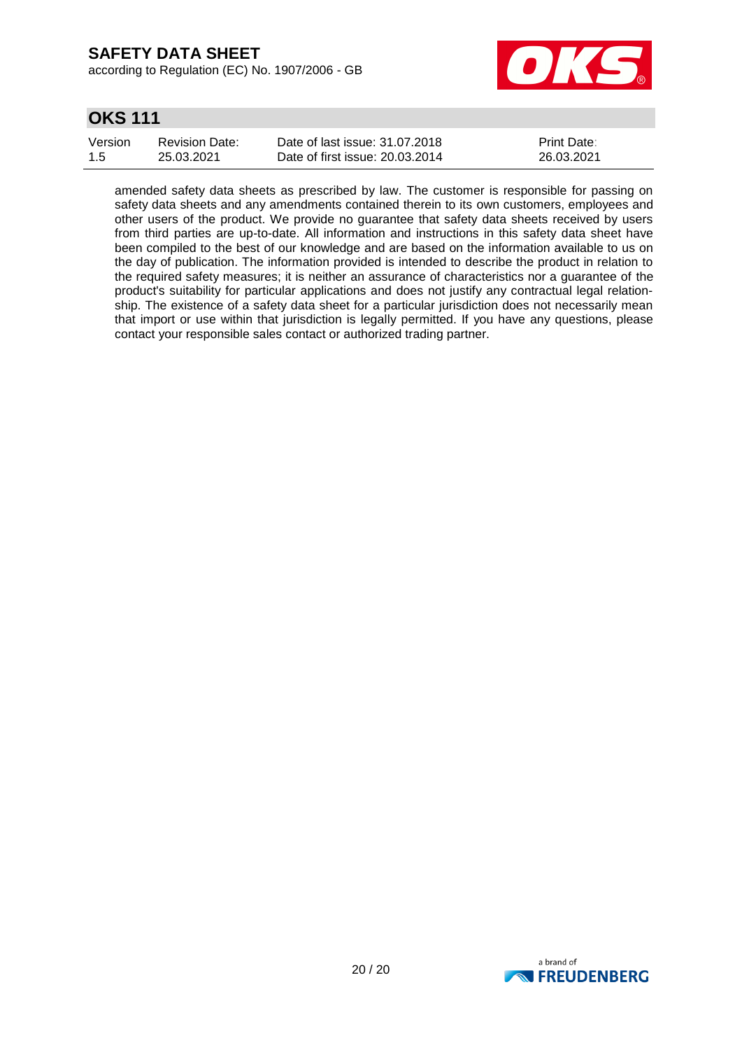amended safety data sheets as prescribed by law. The customer is responsible for passing on safety data sheets and any amendments contained therein to its own customers, employees and other users of the product. We provide no guarantee that safety data sheets received by users from third parties are up-to-date. All information and instructions in this safety data sheet have been compiled to the best of our knowledge and are based on the information available to us on the day of publication. The information provided is intended to describe the product in relation to the required safety measures; it is neither an assurance of characteristics nor a guarantee of the product's suitability for particular applications and does not justify any contractual legal relationship. The existence of a safety data sheet for a particular jurisdiction does not necessarily mean that import or use within that jurisdiction is legally permitted. If you have any questions, please contact your responsible sales contact or authorized trading partner.